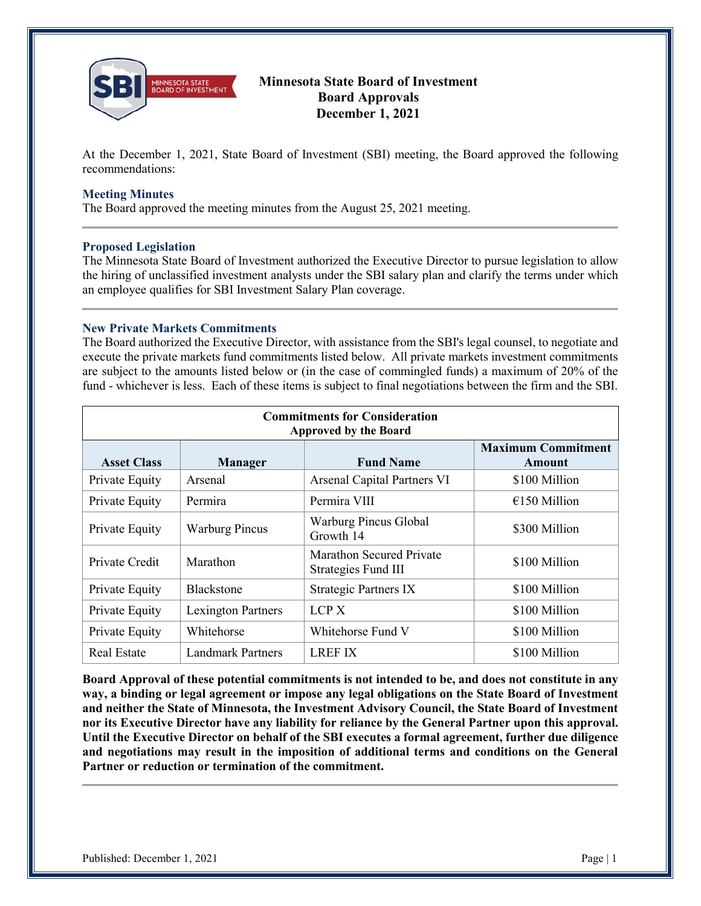# Minnesota State Board of Investment
## Board Approvals
## December 1, 2021

At the December 1, 2021, State Board of Investment (SBI) meeting, the Board approved the following recommendations:

### Meeting Minutes

The Board approved the meeting minutes from the August 25, 2021 meeting.

---

### Proposed Legislation

The Minnesota State Board of Investment authorized the Executive Director to pursue legislation to allow the hiring of unclassified investment analysts under the SBI salary plan and clarify the terms under which an employee qualifies for SBI Investment Salary Plan coverage.

---

### New Private Markets Commitments

The Board authorized the Executive Director, with assistance from the SBI's legal counsel, to negotiate and execute the private markets fund commitments listed below. All private markets investment commitments are subject to the amounts listed below or (in the case of commingled funds) a maximum of 20% of the fund - whichever is less. Each of these items is subject to final negotiations between the firm and the SBI.

**Commitments for Consideration Approved by the Board**

| Asset Class | Manager | Fund Name | Maximum Commitment Amount |
|---|---|---|---|
| Private Equity | Arsenal | Arsenal Capital Partners VI | $100 Million |
| Private Equity | Permira | Permira VIII | €150 Million |
| Private Equity | Warburg Pincus | Warburg Pincus Global Growth 14 | $300 Million |
| Private Credit | Marathon | Marathon Secured Private Strategies Fund III | $100 Million |
| Private Equity | Blackstone | Strategic Partners IX | $100 Million |
| Private Equity | Lexington Partners | LCP X | $100 Million |
| Private Equity | Whitehorse | Whitehorse Fund V | $100 Million |
| Real Estate | Landmark Partners | LREF IX | $100 Million |

**Board Approval of these potential commitments is not intended to be, and does not constitute in any way, a binding or legal agreement or impose any legal obligations on the State Board of Investment and neither the State of Minnesota, the Investment Advisory Council, the State Board of Investment nor its Executive Director have any liability for reliance by the General Partner upon this approval. Until the Executive Director on behalf of the SBI executes a formal agreement, further due diligence and negotiations may result in the imposition of additional terms and conditions on the General Partner or reduction or termination of the commitment.**

---

Published: December 1, 2021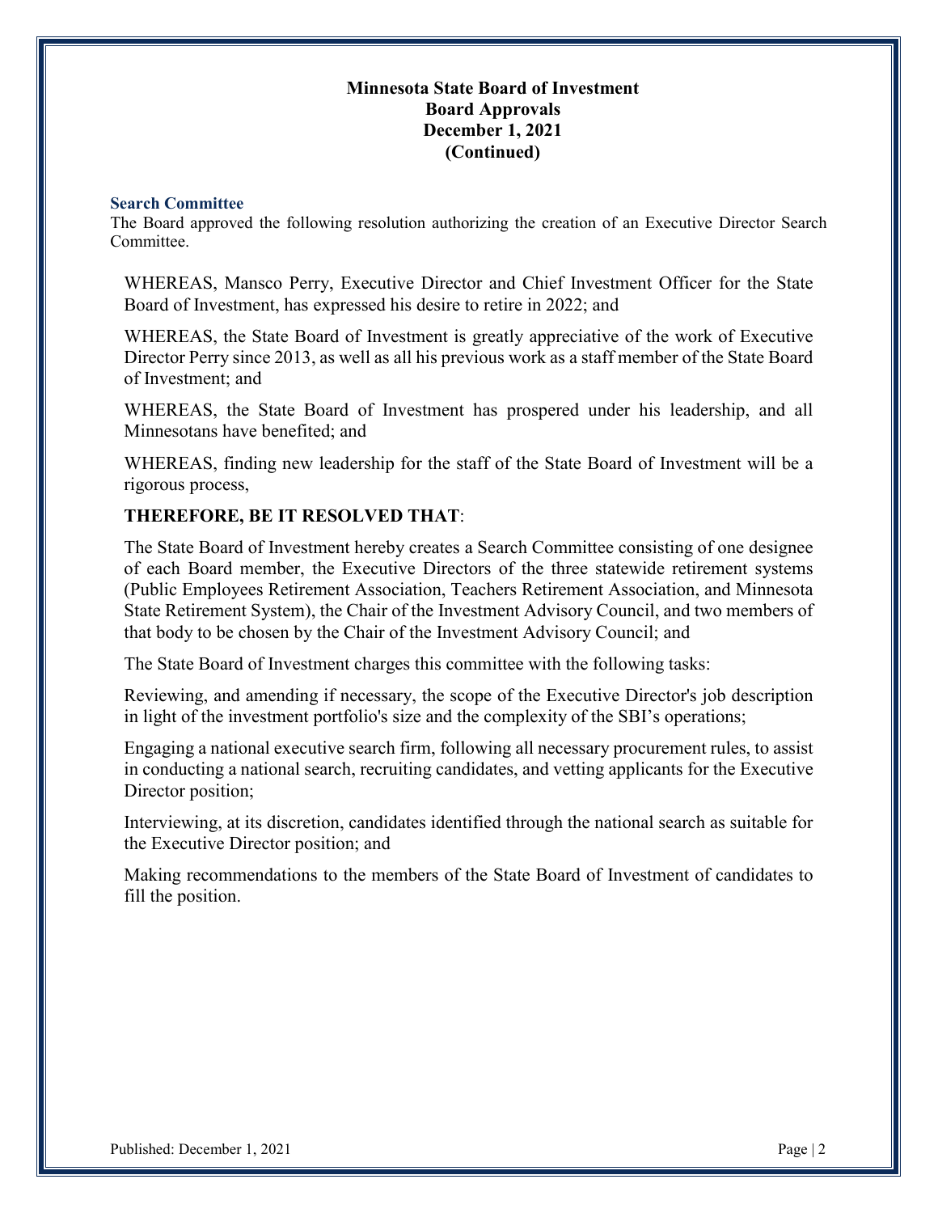**Minnesota State Board of Investment**
**Board Approvals**
**December 1, 2021**
**(Continued)**

### Search Committee

The Board approved the following resolution authorizing the creation of an Executive Director Search Committee.

WHEREAS, Mansco Perry, Executive Director and Chief Investment Officer for the State Board of Investment, has expressed his desire to retire in 2022; and

WHEREAS, the State Board of Investment is greatly appreciative of the work of Executive Director Perry since 2013, as well as all his previous work as a staff member of the State Board of Investment; and

WHEREAS, the State Board of Investment has prospered under his leadership, and all Minnesotans have benefited; and

WHEREAS, finding new leadership for the staff of the State Board of Investment will be a rigorous process,

**THEREFORE, BE IT RESOLVED THAT**:

The State Board of Investment hereby creates a Search Committee consisting of one designee of each Board member, the Executive Directors of the three statewide retirement systems (Public Employees Retirement Association, Teachers Retirement Association, and Minnesota State Retirement System), the Chair of the Investment Advisory Council, and two members of that body to be chosen by the Chair of the Investment Advisory Council; and

The State Board of Investment charges this committee with the following tasks:

Reviewing, and amending if necessary, the scope of the Executive Director's job description in light of the investment portfolio's size and the complexity of the SBI's operations;

Engaging a national executive search firm, following all necessary procurement rules, to assist in conducting a national search, recruiting candidates, and vetting applicants for the Executive Director position;

Interviewing, at its discretion, candidates identified through the national search as suitable for the Executive Director position; and

Making recommendations to the members of the State Board of Investment of candidates to fill the position.